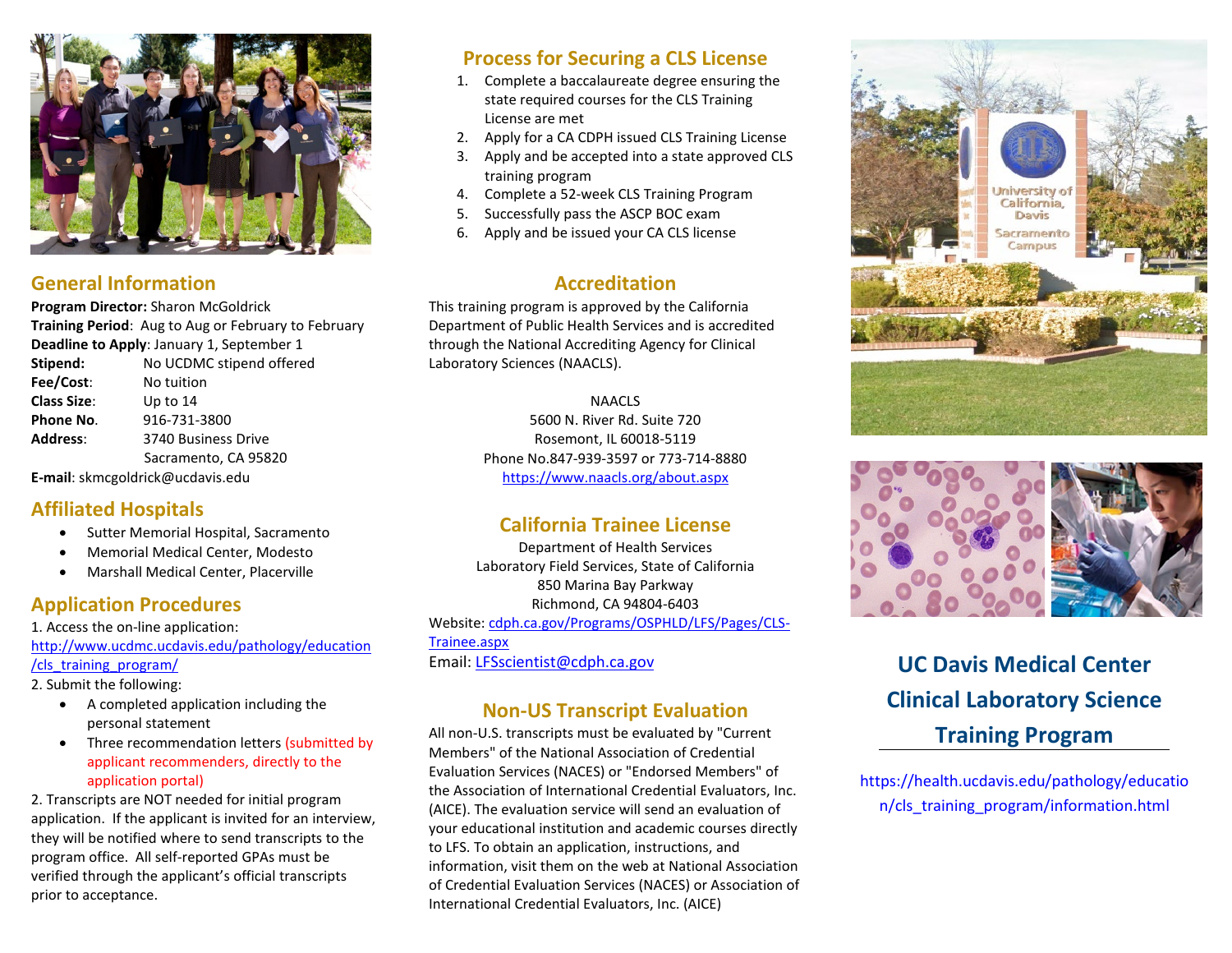## General Information

**Program Director:** Sharon McGoldrick
**Training Period**: Aug to Aug or February to February
**Deadline to Apply**: January 1, September 1
**Stipend:** No UCDMC stipend offered
**Fee/Cost**: No tuition
**Class Size**: Up to 14
**Phone No**. 916-731-3800
**Address**: 3740 Business Drive
Sacramento, CA 95820
**E-mail**: skmcgoldrick@ucdavis.edu

## Affiliated Hospitals

- Sutter Memorial Hospital, Sacramento
- Memorial Medical Center, Modesto
- Marshall Medical Center, Placerville

## Application Procedures

1. Access the on-line application:
http://www.ucdmc.ucdavis.edu/pathology/education/cls_training_program/

2. Submit the following:
   - A completed application including the personal statement
   - Three recommendation letters (submitted by applicant recommenders, directly to the application portal)

2. Transcripts are NOT needed for initial program application. If the applicant is invited for an interview, they will be notified where to send transcripts to the program office. All self-reported GPAs must be verified through the applicant's official transcripts prior to acceptance.

## Process for Securing a CLS License

1. Complete a baccalaureate degree ensuring the state required courses for the CLS Training License are met
2. Apply for a CA CDPH issued CLS Training License
3. Apply and be accepted into a state approved CLS training program
4. Complete a 52-week CLS Training Program
5. Successfully pass the ASCP BOC exam
6. Apply and be issued your CA CLS license

## Accreditation

This training program is approved by the California Department of Public Health Services and is accredited through the National Accrediting Agency for Clinical Laboratory Sciences (NAACLS).

NAACLS
5600 N. River Rd. Suite 720
Rosemont, IL 60018-5119
Phone No.847-939-3597 or 773-714-8880
https://www.naacls.org/about.aspx

## California Trainee License

Department of Health Services
Laboratory Field Services, State of California
850 Marina Bay Parkway
Richmond, CA 94804-6403
Website: cdph.ca.gov/Programs/OSPHLD/LFS/Pages/CLS-Trainee.aspx
Email: LFSscientist@cdph.ca.gov

## Non-US Transcript Evaluation

All non-U.S. transcripts must be evaluated by "Current Members" of the National Association of Credential Evaluation Services (NACES) or "Endorsed Members" of the Association of International Credential Evaluators, Inc. (AICE). The evaluation service will send an evaluation of your educational institution and academic courses directly to LFS. To obtain an application, instructions, and information, visit them on the web at National Association of Credential Evaluation Services (NACES) or Association of International Credential Evaluators, Inc. (AICE)

# UC Davis Medical Center Clinical Laboratory Science Training Program

https://health.ucdavis.edu/pathology/education/cls_training_program/information.html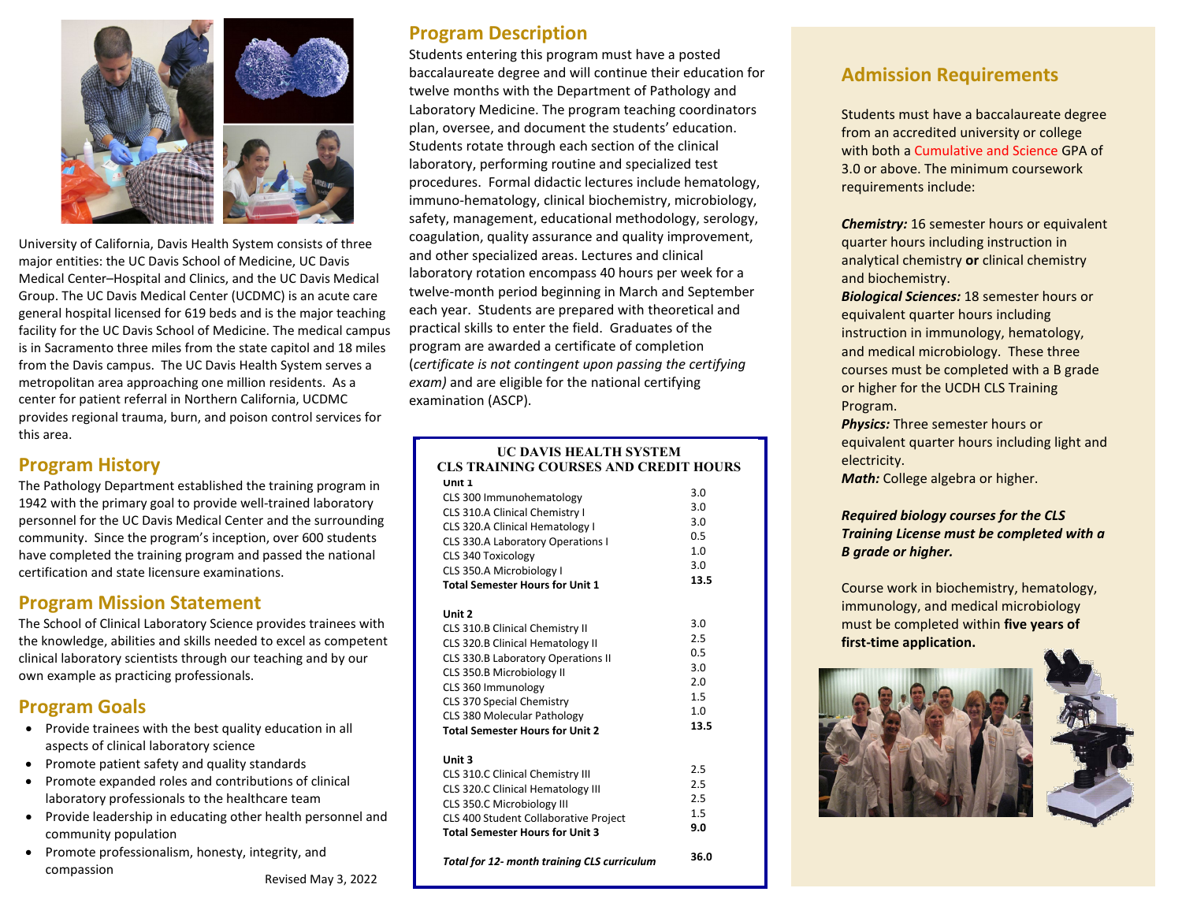University of California, Davis Health System consists of three major entities: the UC Davis School of Medicine, UC Davis Medical Center–Hospital and Clinics, and the UC Davis Medical Group. The UC Davis Medical Center (UCDMC) is an acute care general hospital licensed for 619 beds and is the major teaching facility for the UC Davis School of Medicine. The medical campus is in Sacramento three miles from the state capitol and 18 miles from the Davis campus. The UC Davis Health System serves a metropolitan area approaching one million residents. As a center for patient referral in Northern California, UCDMC provides regional trauma, burn, and poison control services for this area.

## Program History

The Pathology Department established the training program in 1942 with the primary goal to provide well-trained laboratory personnel for the UC Davis Medical Center and the surrounding community. Since the program's inception, over 600 students have completed the training program and passed the national certification and state licensure examinations.

## Program Mission Statement

The School of Clinical Laboratory Science provides trainees with the knowledge, abilities and skills needed to excel as competent clinical laboratory scientists through our teaching and by our own example as practicing professionals.

## Program Goals

- Provide trainees with the best quality education in all aspects of clinical laboratory science
- Promote patient safety and quality standards
- Promote expanded roles and contributions of clinical laboratory professionals to the healthcare team
- Provide leadership in educating other health personnel and community population
- Promote professionalism, honesty, integrity, and compassion

Revised May 3, 2022

## Program Description

Students entering this program must have a posted baccalaureate degree and will continue their education for twelve months with the Department of Pathology and Laboratory Medicine. The program teaching coordinators plan, oversee, and document the students' education. Students rotate through each section of the clinical laboratory, performing routine and specialized test procedures. Formal didactic lectures include hematology, immuno-hematology, clinical biochemistry, microbiology, safety, management, educational methodology, serology, coagulation, quality assurance and quality improvement, and other specialized areas. Lectures and clinical laboratory rotation encompass 40 hours per week for a twelve-month period beginning in March and September each year. Students are prepared with theoretical and practical skills to enter the field. Graduates of the program are awarded a certificate of completion (*certificate is not contingent upon passing the certifying exam)* and are eligible for the national certifying examination (ASCP).

**UC DAVIS HEALTH SYSTEM**
**CLS TRAINING COURSES AND CREDIT HOURS**

| | |
|---|---|
| **Unit 1** | |
| CLS 300 Immunohematology | 3.0 |
| CLS 310.A Clinical Chemistry I | 3.0 |
| CLS 320.A Clinical Hematology I | 3.0 |
| CLS 330.A Laboratory Operations I | 0.5 |
| CLS 340 Toxicology | 1.0 |
| CLS 350.A Microbiology I | 3.0 |
| **Total Semester Hours for Unit 1** | **13.5** |
| **Unit 2** | |
| CLS 310.B Clinical Chemistry II | 3.0 |
| CLS 320.B Clinical Hematology II | 2.5 |
| CLS 330.B Laboratory Operations II | 0.5 |
| CLS 350.B Microbiology II | 3.0 |
| CLS 360 Immunology | 2.0 |
| CLS 370 Special Chemistry | 1.5 |
| CLS 380 Molecular Pathology | 1.0 |
| **Total Semester Hours for Unit 2** | **13.5** |
| **Unit 3** | |
| CLS 310.C Clinical Chemistry III | 2.5 |
| CLS 320.C Clinical Hematology III | 2.5 |
| CLS 350.C Microbiology III | 2.5 |
| CLS 400 Student Collaborative Project | 1.5 |
| **Total Semester Hours for Unit 3** | **9.0** |
| ***Total for 12- month training CLS curriculum*** | **36.0** |

## Admission Requirements

Students must have a baccalaureate degree from an accredited university or college with both a Cumulative and Science GPA of 3.0 or above. The minimum coursework requirements include:

***Chemistry:*** 16 semester hours or equivalent quarter hours including instruction in analytical chemistry **or** clinical chemistry and biochemistry.

***Biological Sciences:*** 18 semester hours or equivalent quarter hours including instruction in immunology, hematology, and medical microbiology. These three courses must be completed with a B grade or higher for the UCDH CLS Training Program.

***Physics:*** Three semester hours or equivalent quarter hours including light and electricity.

***Math:*** College algebra or higher.

***Required biology courses for the CLS Training License must be completed with a B grade or higher.***

Course work in biochemistry, hematology, immunology, and medical microbiology must be completed within **five years of first-time application.**